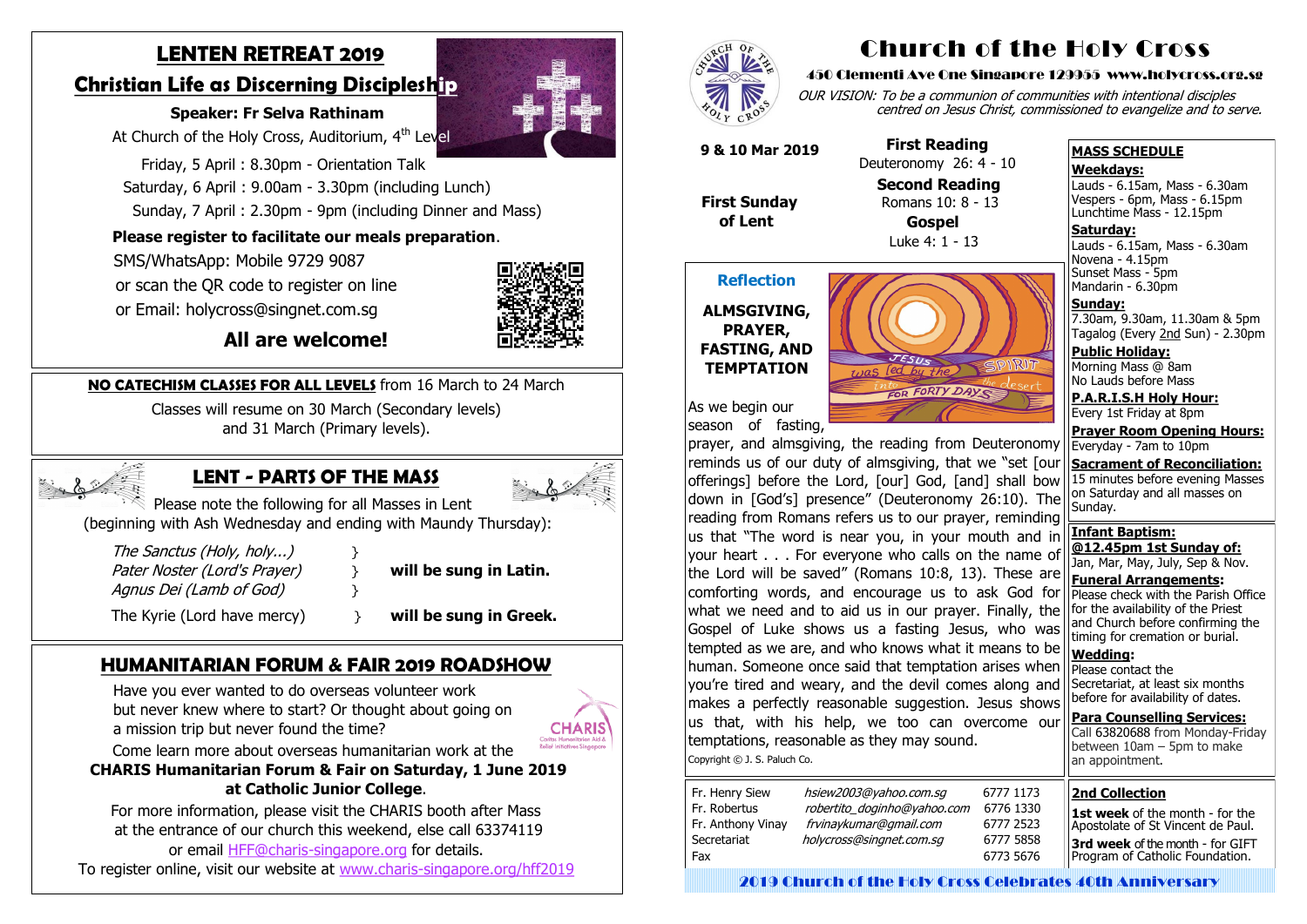# LENTEN RETREAT 2019

## Christian Life as Discerning Discipleship

**Speaker: Fr Selva Rathinam**

At Church of the Holy Cross, Auditorium, 4th Level

Friday, 5 April : 8.30pm - Orientation Talk

Saturday, 6 April : 9.00am - 3.30pm (including Lunch)

Sunday, 7 April : 2.30pm - 9pm (including Dinner and Mass)

**Please register to facilitate our meals preparation**.

SMS/WhatsApp: Mobile 9729 9087

or scan the QR code to register on line

or Email: holycross@singnet.com.sg

**All are welcome!**

---

**NO CATECHISM CLASSES FOR ALL LEVELS** from 16 March to 24 March

Classes will resume on 30 March (Secondary levels) and 31 March (Primary levels).

---

## LENT - PARTS OF THE MASS

Please note the following for all Masses in Lent (beginning with Ash Wednesday and ending with Maundy Thursday):

*The Sanctus (Holy, holy...)*
*Pater Noster (Lord's Prayer)* } **will be sung in Latin.**
*Agnus Dei (Lamb of God)*

The Kyrie (Lord have mercy) } **will be sung in Greek.**

---

## HUMANITARIAN FORUM & FAIR 2019 ROADSHOW

Have you ever wanted to do overseas volunteer work but never knew where to start? Or thought about going on a mission trip but never found the time?

Come learn more about overseas humanitarian work at the **CHARIS Humanitarian Forum & Fair on Saturday, 1 June 2019 at Catholic Junior College**.

For more information, please visit the CHARIS booth after Mass at the entrance of our church this weekend, else call 63374119 or email HFF@charis-singapore.org for details.

To register online, visit our website at www.charis-singapore.org/hff2019

---

# Church of the Holy Cross

**450 Clementi Ave One Singapore 129955 www.holycross.org.sg**

*OUR VISION: To be a communion of communities with intentional disciples centred on Jesus Christ, commissioned to evangelize and to serve.*

**9 & 10 Mar 2019**

**First Sunday of Lent**

**First Reading**
Deuteronomy 26: 4 - 10

**Second Reading**
Romans 10: 8 - 13

**Gospel**
Luke 4: 1 - 13

### Reflection

**ALMSGIVING, PRAYER, FASTING, AND TEMPTATION**

As we begin our season of fasting, prayer, and almsgiving, the reading from Deuteronomy reminds us of our duty of almsgiving, that we "set [our offerings] before the Lord, [our] God, [and] shall bow down in [God's] presence" (Deuteronomy 26:10). The reading from Romans refers us to our prayer, reminding us that "The word is near you, in your mouth and in your heart . . . For everyone who calls on the name of the Lord will be saved" (Romans 10:8, 13). These are comforting words, and encourage us to ask God for what we need and to aid us in our prayer. Finally, the Gospel of Luke shows us a fasting Jesus, who was tempted as we are, and who knows what it means to be human. Someone once said that temptation arises when you're tired and weary, and the devil comes along and makes a perfectly reasonable suggestion. Jesus shows us that, with his help, we too can overcome our temptations, reasonable as they may sound.

Copyright © J. S. Paluch Co.

| | | |
|---|---|---|
| Fr. Henry Siew | *hsiew2003@yahoo.com.sg* | 6777 1173 |
| Fr. Robertus | *robertito_doginho@yahoo.com* | 6776 1330 |
| Fr. Anthony Vinay | *frvinaykumar@gmail.com* | 6777 2523 |
| Secretariat | *holycross@singnet.com.sg* | 6777 5858 |
| Fax | | 6773 5676 |

### MASS SCHEDULE

**Weekdays:**
Lauds - 6.15am, Mass - 6.30am
Vespers - 6pm, Mass - 6.15pm
Lunchtime Mass - 12.15pm

**Saturday:**
Lauds - 6.15am, Mass - 6.30am
Novena - 4.15pm
Sunset Mass - 5pm
Mandarin - 6.30pm

**Sunday:**
7.30am, 9.30am, 11.30am & 5pm
Tagalog (Every 2nd Sun) - 2.30pm

**Public Holiday:**
Morning Mass @ 8am
No Lauds before Mass

**P.A.R.I.S.H Holy Hour:**
Every 1st Friday at 8pm

**Prayer Room Opening Hours:**
Everyday - 7am to 10pm

**Sacrament of Reconciliation:**
15 minutes before evening Masses on Saturday and all masses on Sunday.

**Infant Baptism:**
**@12.45pm 1st Sunday of:**
Jan, Mar, May, July, Sep & Nov.

**Funeral Arrangements:**
Please check with the Parish Office for the availability of the Priest and Church before confirming the timing for cremation or burial.

**Wedding:**
Please contact the Secretariat, at least six months before for availability of dates.

**Para Counselling Services:**
Call 63820688 from Monday-Friday between 10am – 5pm to make an appointment.

**2nd Collection**

**1st week** of the month - for the Apostolate of St Vincent de Paul.

**3rd week** of the month - for GIFT Program of Catholic Foundation.

**2019 Church of the Holy Cross Celebrates 40th Anniversary**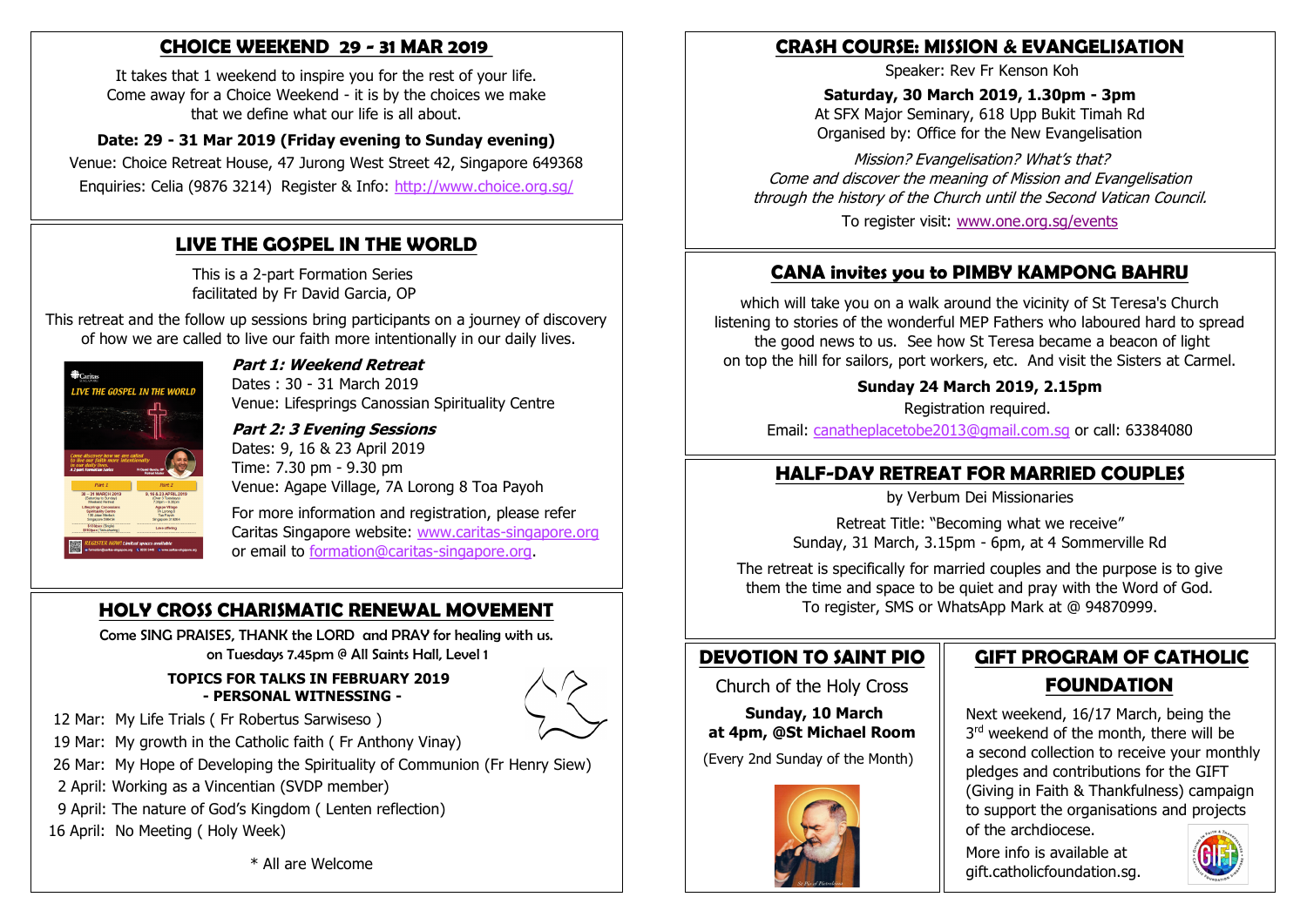## CHOICE WEEKEND 29 - 31 MAR 2019

It takes that 1 weekend to inspire you for the rest of your life.
Come away for a Choice Weekend - it is by the choices we make that we define what our life is all about.

**Date: 29 - 31 Mar 2019 (Friday evening to Sunday evening)**

Venue: Choice Retreat House, 47 Jurong West Street 42, Singapore 649368

Enquiries: Celia (9876 3214) Register & Info: http://www.choice.org.sg/

## LIVE THE GOSPEL IN THE WORLD

This is a 2-part Formation Series facilitated by Fr David Garcia, OP

This retreat and the follow up sessions bring participants on a journey of discovery of how we are called to live our faith more intentionally in our daily lives.

***Part 1: Weekend Retreat***

Dates : 30 - 31 March 2019

Venue: Lifesprings Canossian Spirituality Centre

***Part 2: 3 Evening Sessions***

Dates: 9, 16 & 23 April 2019

Time: 7.30 pm - 9.30 pm

Venue: Agape Village, 7A Lorong 8 Toa Payoh

For more information and registration, please refer Caritas Singapore website: www.caritas-singapore.org or email to formation@caritas-singapore.org.

## HOLY CROSS CHARISMATIC RENEWAL MOVEMENT

Come SING PRAISES, THANK the LORD and PRAY for healing with us.
on Tuesdays 7.45pm @ All Saints Hall, Level 1

**TOPICS FOR TALKS IN FEBRUARY 2019**
**- PERSONAL WITNESSING -**

12 Mar: My Life Trials ( Fr Robertus Sarwiseso )
19 Mar: My growth in the Catholic faith ( Fr Anthony Vinay)
26 Mar: My Hope of Developing the Spirituality of Communion (Fr Henry Siew)
2 April: Working as a Vincentian (SVDP member)
9 April: The nature of God's Kingdom ( Lenten reflection)
16 April: No Meeting ( Holy Week)

\* All are Welcome

## CRASH COURSE: MISSION & EVANGELISATION

Speaker: Rev Fr Kenson Koh

**Saturday, 30 March 2019, 1.30pm - 3pm**

At SFX Major Seminary, 618 Upp Bukit Timah Rd

Organised by: Office for the New Evangelisation

*Mission? Evangelisation? What's that?*
*Come and discover the meaning of Mission and Evangelisation through the history of the Church until the Second Vatican Council.*

To register visit: www.one.org.sg/events

## CANA invites you to PIMBY KAMPONG BAHRU

which will take you on a walk around the vicinity of St Teresa's Church listening to stories of the wonderful MEP Fathers who laboured hard to spread the good news to us. See how St Teresa became a beacon of light on top the hill for sailors, port workers, etc. And visit the Sisters at Carmel.

**Sunday 24 March 2019, 2.15pm**

Registration required.

Email: canatheplacetobe2013@gmail.com.sg or call: 63384080

## HALF-DAY RETREAT FOR MARRIED COUPLES

by Verbum Dei Missionaries

Retreat Title: "Becoming what we receive"
Sunday, 31 March, 3.15pm - 6pm, at 4 Sommerville Rd

The retreat is specifically for married couples and the purpose is to give them the time and space to be quiet and pray with the Word of God.
To register, SMS or WhatsApp Mark at @ 94870999.

## DEVOTION TO SAINT PIO

Church of the Holy Cross

**Sunday, 10 March at 4pm, @St Michael Room**

(Every 2nd Sunday of the Month)

## GIFT PROGRAM OF CATHOLIC FOUNDATION

Next weekend, 16/17 March, being the 3rd weekend of the month, there will be a second collection to receive your monthly pledges and contributions for the GIFT (Giving in Faith & Thankfulness) campaign to support the organisations and projects of the archdiocese.

More info is available at gift.catholicfoundation.sg.